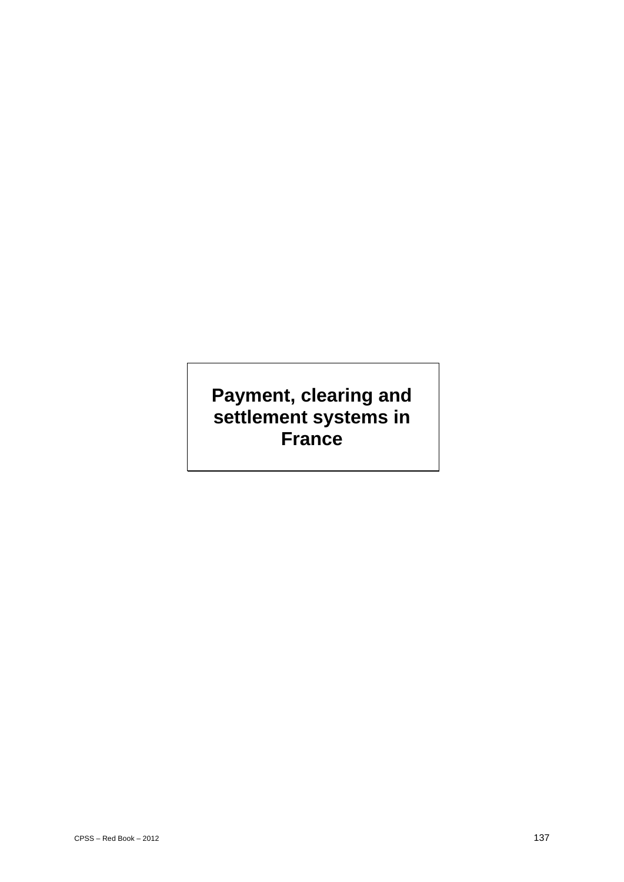# Payment, clearing and settlement systems in France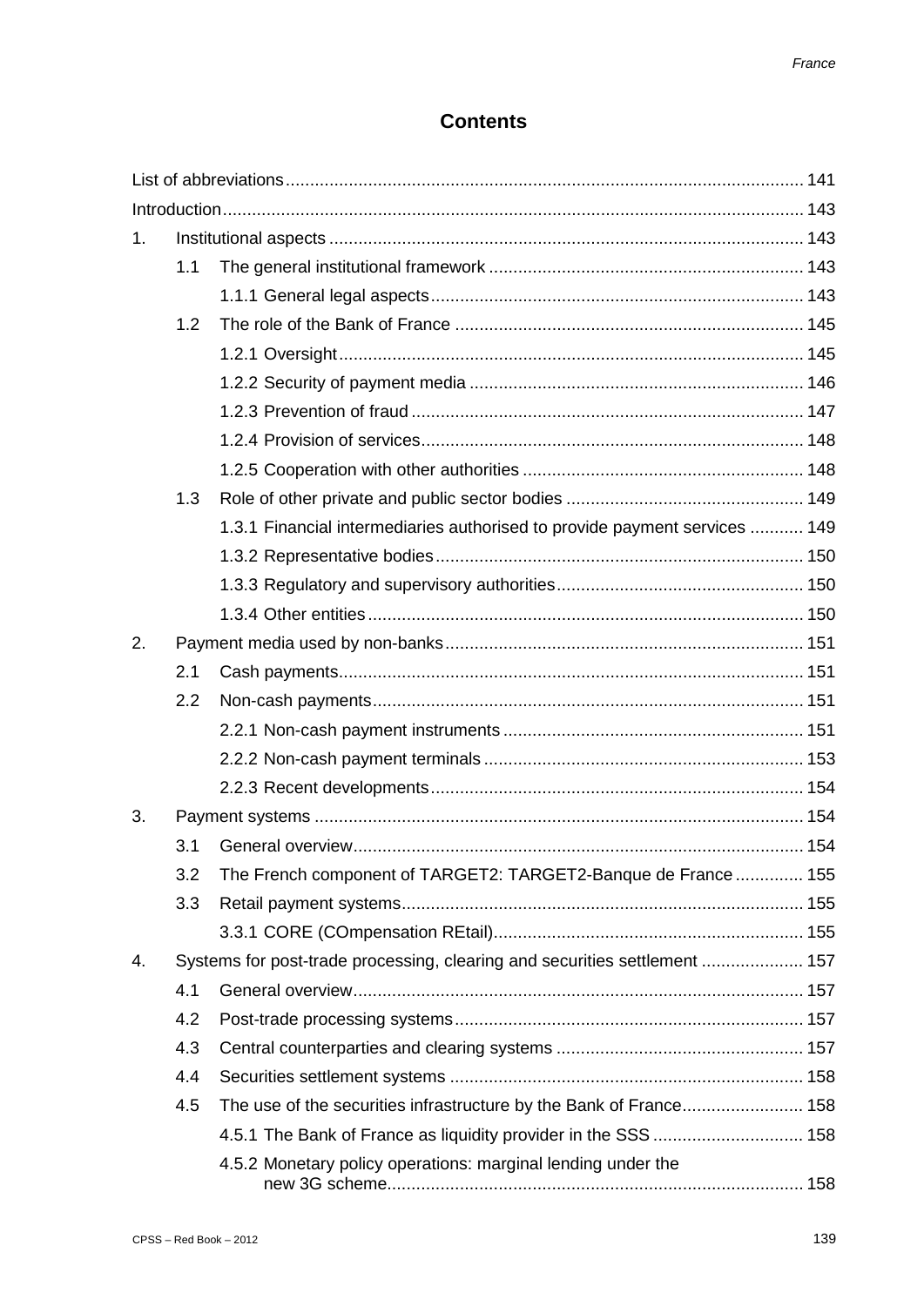# Contents

List of abbreviations ........................................................................................................ 141

Introduction ...................................................................................................................... 143

1. Institutional aspects ................................................................................................. 143
   - 1.1 The general institutional framework ................................................................. 143
     - 1.1.1 General legal aspects ............................................................................. 143
   - 1.2 The role of the Bank of France ........................................................................ 145
     - 1.2.1 Oversight ................................................................................................ 145
     - 1.2.2 Security of payment media ..................................................................... 146
     - 1.2.3 Prevention of fraud ................................................................................. 147
     - 1.2.4 Provision of services ............................................................................... 148
     - 1.2.5 Cooperation with other authorities .......................................................... 148
   - 1.3 Role of other private and public sector bodies ................................................. 149
     - 1.3.1 Financial intermediaries authorised to provide payment services ........... 149
     - 1.3.2 Representative bodies ............................................................................ 150
     - 1.3.3 Regulatory and supervisory authorities ................................................... 150
     - 1.3.4 Other entities .......................................................................................... 150
2. Payment media used by non-banks ......................................................................... 151
   - 2.1 Cash payments ................................................................................................ 151
   - 2.2 Non-cash payments ......................................................................................... 151
     - 2.2.1 Non-cash payment instruments .............................................................. 151
     - 2.2.2 Non-cash payment terminals .................................................................. 153
     - 2.2.3 Recent developments ............................................................................. 154
3. Payment systems .................................................................................................... 154
   - 3.1 General overview ............................................................................................. 154
   - 3.2 The French component of TARGET2: TARGET2-Banque de France .............. 155
   - 3.3 Retail payment systems ................................................................................... 155
     - 3.3.1 CORE (COmpensation REtail) ................................................................ 155
4. Systems for post-trade processing, clearing and securities settlement ..................... 157
   - 4.1 General overview ............................................................................................. 157
   - 4.2 Post-trade processing systems ......................................................................... 157
   - 4.3 Central counterparties and clearing systems ................................................... 157
   - 4.4 Securities settlement systems ......................................................................... 158
   - 4.5 The use of the securities infrastructure by the Bank of France ......................... 158
     - 4.5.1 The Bank of France as liquidity provider in the SSS ............................... 158
     - 4.5.2 Monetary policy operations: marginal lending under the new 3G scheme ...................................................................................... 158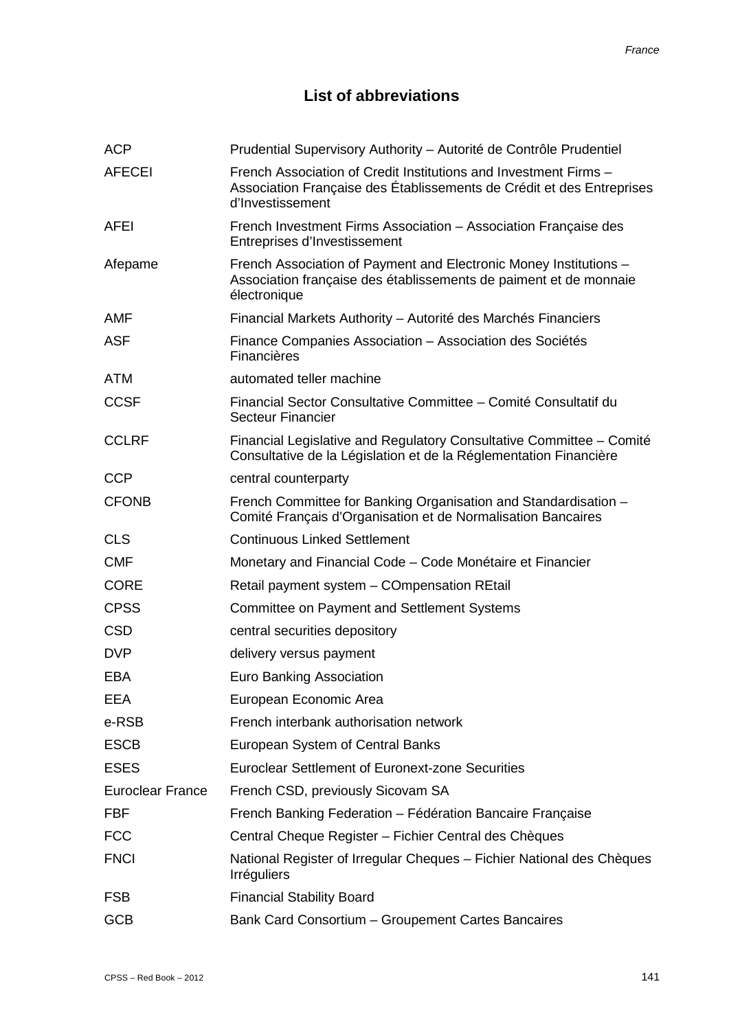## List of abbreviations

| | |
|---|---|
| ACP | Prudential Supervisory Authority – Autorité de Contrôle Prudentiel |
| AFECEI | French Association of Credit Institutions and Investment Firms – Association Française des Établissements de Crédit et des Entreprises d'Investissement |
| AFEI | French Investment Firms Association – Association Française des Entreprises d'Investissement |
| Afepame | French Association of Payment and Electronic Money Institutions – Association française des établissements de paiment et de monnaie électronique |
| AMF | Financial Markets Authority – Autorité des Marchés Financiers |
| ASF | Finance Companies Association – Association des Sociétés Financières |
| ATM | automated teller machine |
| CCSF | Financial Sector Consultative Committee – Comité Consultatif du Secteur Financier |
| CCLRF | Financial Legislative and Regulatory Consultative Committee – Comité Consultative de la Législation et de la Réglementation Financière |
| CCP | central counterparty |
| CFONB | French Committee for Banking Organisation and Standardisation – Comité Français d'Organisation et de Normalisation Bancaires |
| CLS | Continuous Linked Settlement |
| CMF | Monetary and Financial Code – Code Monétaire et Financier |
| CORE | Retail payment system – COmpensation REtail |
| CPSS | Committee on Payment and Settlement Systems |
| CSD | central securities depository |
| DVP | delivery versus payment |
| EBA | Euro Banking Association |
| EEA | European Economic Area |
| e-RSB | French interbank authorisation network |
| ESCB | European System of Central Banks |
| ESES | Euroclear Settlement of Euronext-zone Securities |
| Euroclear France | French CSD, previously Sicovam SA |
| FBF | French Banking Federation – Fédération Bancaire Française |
| FCC | Central Cheque Register – Fichier Central des Chèques |
| FNCI | National Register of Irregular Cheques – Fichier National des Chèques Irréguliers |
| FSB | Financial Stability Board |
| GCB | Bank Card Consortium – Groupement Cartes Bancaires |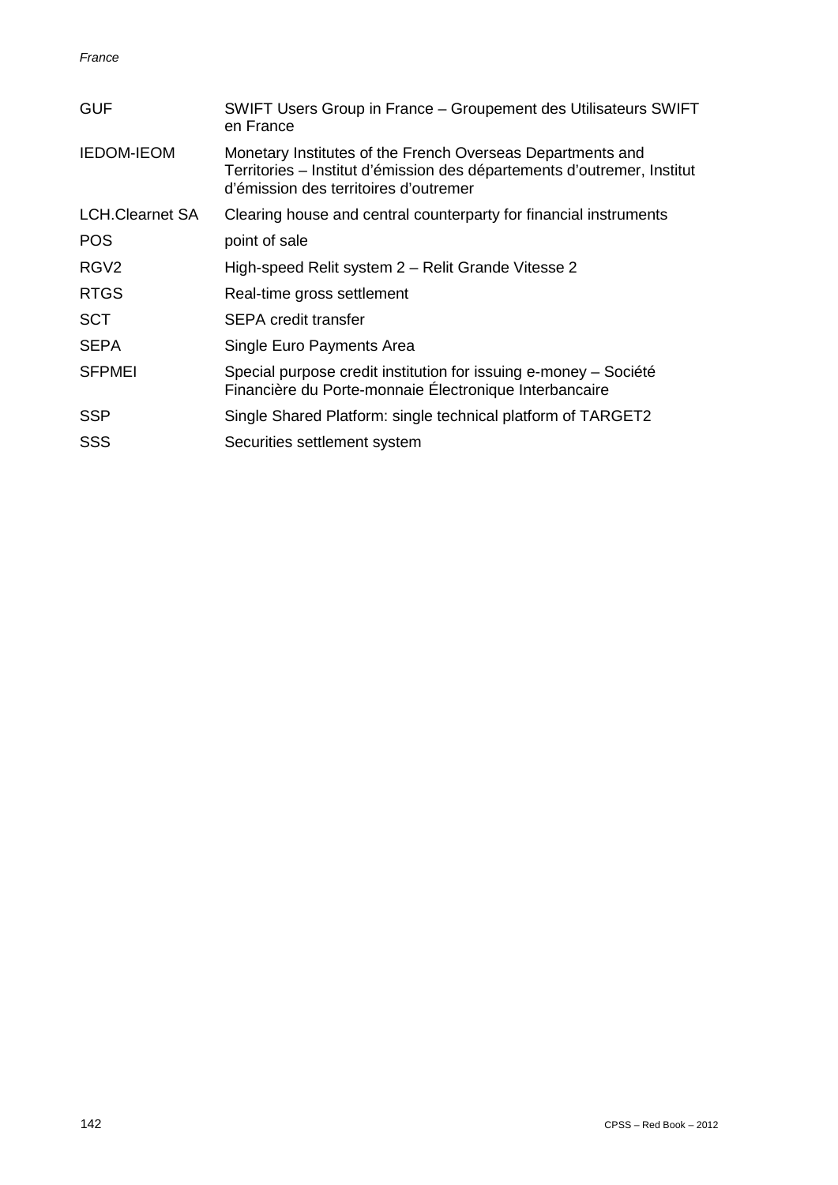| | |
|---|---|
| GUF | SWIFT Users Group in France – Groupement des Utilisateurs SWIFT en France |
| IEDOM-IEOM | Monetary Institutes of the French Overseas Departments and Territories – Institut d'émission des départements d'outremer, Institut d'émission des territoires d'outremer |
| LCH.Clearnet SA | Clearing house and central counterparty for financial instruments |
| POS | point of sale |
| RGV2 | High-speed Relit system 2 – Relit Grande Vitesse 2 |
| RTGS | Real-time gross settlement |
| SCT | SEPA credit transfer |
| SEPA | Single Euro Payments Area |
| SFPMEI | Special purpose credit institution for issuing e-money – Société Financière du Porte-monnaie Électronique Interbancaire |
| SSP | Single Shared Platform: single technical platform of TARGET2 |
| SSS | Securities settlement system |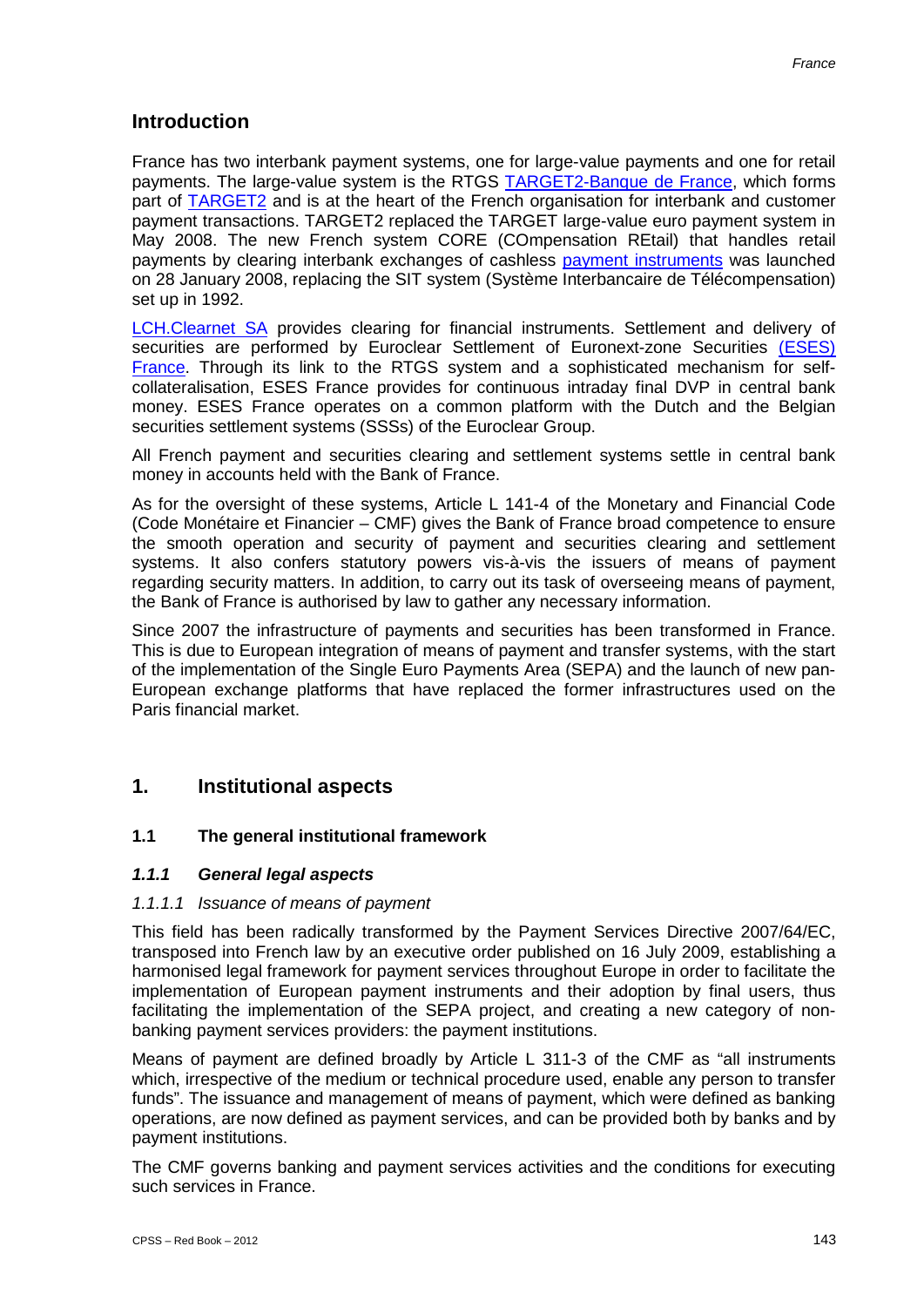## Introduction

France has two interbank payment systems, one for large-value payments and one for retail payments. The large-value system is the RTGS TARGET2-Banque de France, which forms part of TARGET2 and is at the heart of the French organisation for interbank and customer payment transactions. TARGET2 replaced the TARGET large-value euro payment system in May 2008. The new French system CORE (COmpensation REtail) that handles retail payments by clearing interbank exchanges of cashless payment instruments was launched on 28 January 2008, replacing the SIT system (Système Interbancaire de Télécompensation) set up in 1992.

LCH.Clearnet SA provides clearing for financial instruments. Settlement and delivery of securities are performed by Euroclear Settlement of Euronext-zone Securities (ESES) France. Through its link to the RTGS system and a sophisticated mechanism for self-collateralisation, ESES France provides for continuous intraday final DVP in central bank money. ESES France operates on a common platform with the Dutch and the Belgian securities settlement systems (SSSs) of the Euroclear Group.

All French payment and securities clearing and settlement systems settle in central bank money in accounts held with the Bank of France.

As for the oversight of these systems, Article L 141-4 of the Monetary and Financial Code (Code Monétaire et Financier – CMF) gives the Bank of France broad competence to ensure the smooth operation and security of payment and securities clearing and settlement systems. It also confers statutory powers vis-à-vis the issuers of means of payment regarding security matters. In addition, to carry out its task of overseeing means of payment, the Bank of France is authorised by law to gather any necessary information.

Since 2007 the infrastructure of payments and securities has been transformed in France. This is due to European integration of means of payment and transfer systems, with the start of the implementation of the Single Euro Payments Area (SEPA) and the launch of new pan-European exchange platforms that have replaced the former infrastructures used on the Paris financial market.

## 1. Institutional aspects

### 1.1 The general institutional framework

#### *1.1.1 General legal aspects*

##### *1.1.1.1 Issuance of means of payment*

This field has been radically transformed by the Payment Services Directive 2007/64/EC, transposed into French law by an executive order published on 16 July 2009, establishing a harmonised legal framework for payment services throughout Europe in order to facilitate the implementation of European payment instruments and their adoption by final users, thus facilitating the implementation of the SEPA project, and creating a new category of non-banking payment services providers: the payment institutions.

Means of payment are defined broadly by Article L 311-3 of the CMF as "all instruments which, irrespective of the medium or technical procedure used, enable any person to transfer funds". The issuance and management of means of payment, which were defined as banking operations, are now defined as payment services, and can be provided both by banks and by payment institutions.

The CMF governs banking and payment services activities and the conditions for executing such services in France.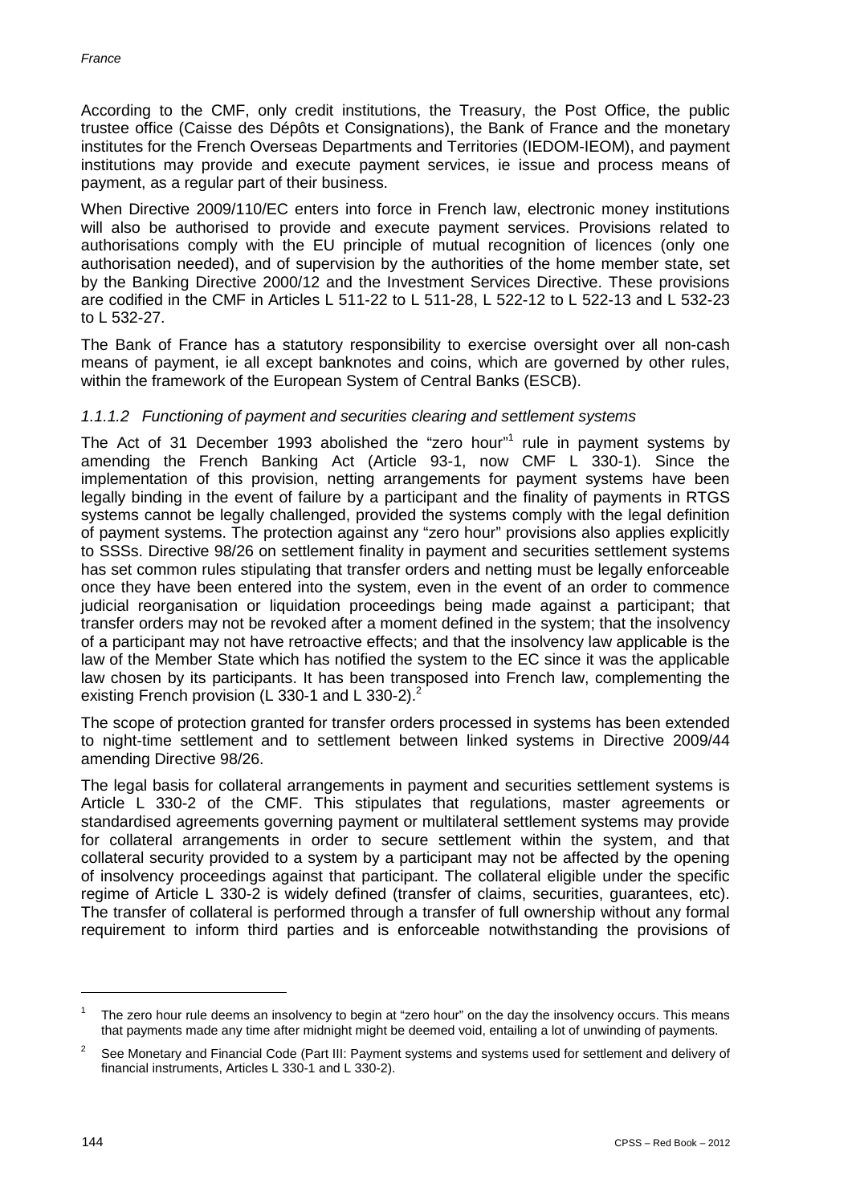According to the CMF, only credit institutions, the Treasury, the Post Office, the public trustee office (Caisse des Dépôts et Consignations), the Bank of France and the monetary institutes for the French Overseas Departments and Territories (IEDOM-IEOM), and payment institutions may provide and execute payment services, ie issue and process means of payment, as a regular part of their business.

When Directive 2009/110/EC enters into force in French law, electronic money institutions will also be authorised to provide and execute payment services. Provisions related to authorisations comply with the EU principle of mutual recognition of licences (only one authorisation needed), and of supervision by the authorities of the home member state, set by the Banking Directive 2000/12 and the Investment Services Directive. These provisions are codified in the CMF in Articles L 511-22 to L 511-28, L 522-12 to L 522-13 and L 532-23 to L 532-27.

The Bank of France has a statutory responsibility to exercise oversight over all non-cash means of payment, ie all except banknotes and coins, which are governed by other rules, within the framework of the European System of Central Banks (ESCB).

#### *1.1.1.2 Functioning of payment and securities clearing and settlement systems*

The Act of 31 December 1993 abolished the "zero hour"[1] rule in payment systems by amending the French Banking Act (Article 93-1, now CMF L 330-1). Since the implementation of this provision, netting arrangements for payment systems have been legally binding in the event of failure by a participant and the finality of payments in RTGS systems cannot be legally challenged, provided the systems comply with the legal definition of payment systems. The protection against any "zero hour" provisions also applies explicitly to SSSs. Directive 98/26 on settlement finality in payment and securities settlement systems has set common rules stipulating that transfer orders and netting must be legally enforceable once they have been entered into the system, even in the event of an order to commence judicial reorganisation or liquidation proceedings being made against a participant; that transfer orders may not be revoked after a moment defined in the system; that the insolvency of a participant may not have retroactive effects; and that the insolvency law applicable is the law of the Member State which has notified the system to the EC since it was the applicable law chosen by its participants. It has been transposed into French law, complementing the existing French provision (L 330-1 and L 330-2).[2]

The scope of protection granted for transfer orders processed in systems has been extended to night-time settlement and to settlement between linked systems in Directive 2009/44 amending Directive 98/26.

The legal basis for collateral arrangements in payment and securities settlement systems is Article L 330-2 of the CMF. This stipulates that regulations, master agreements or standardised agreements governing payment or multilateral settlement systems may provide for collateral arrangements in order to secure settlement within the system, and that collateral security provided to a system by a participant may not be affected by the opening of insolvency proceedings against that participant. The collateral eligible under the specific regime of Article L 330-2 is widely defined (transfer of claims, securities, guarantees, etc). The transfer of collateral is performed through a transfer of full ownership without any formal requirement to inform third parties and is enforceable notwithstanding the provisions of

---

[1] The zero hour rule deems an insolvency to begin at "zero hour" on the day the insolvency occurs. This means that payments made any time after midnight might be deemed void, entailing a lot of unwinding of payments.

[2] See Monetary and Financial Code (Part III: Payment systems and systems used for settlement and delivery of financial instruments, Articles L 330-1 and L 330-2).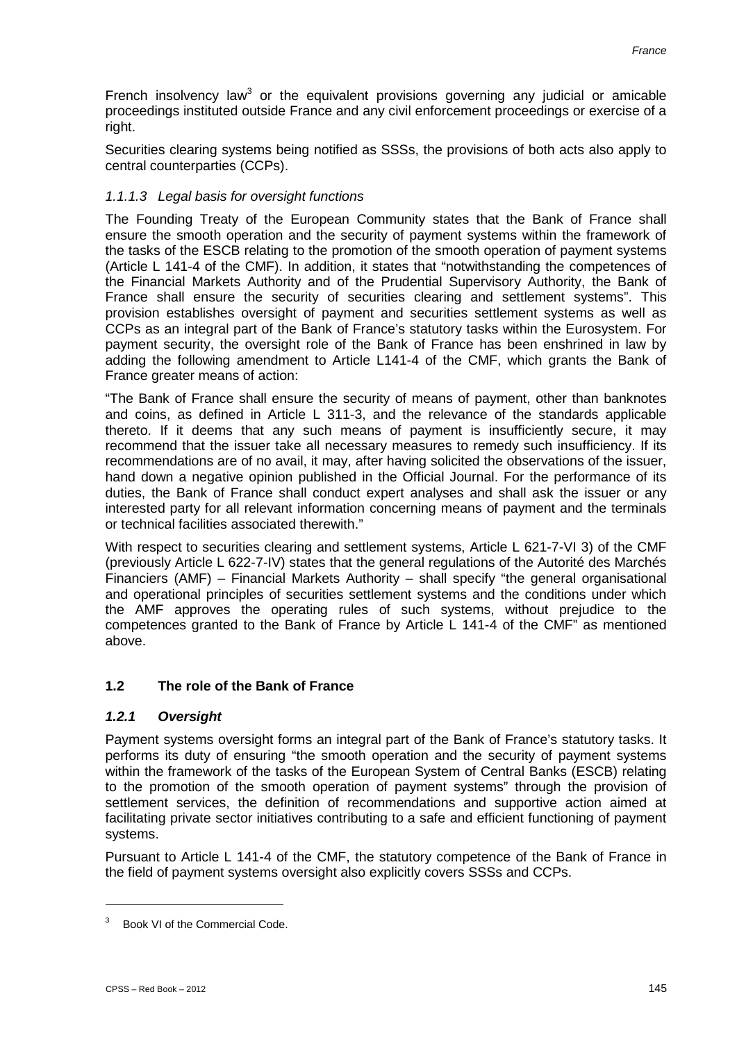French insolvency law[3] or the equivalent provisions governing any judicial or amicable proceedings instituted outside France and any civil enforcement proceedings or exercise of a right.

Securities clearing systems being notified as SSSs, the provisions of both acts also apply to central counterparties (CCPs).

#### *1.1.1.3 Legal basis for oversight functions*

The Founding Treaty of the European Community states that the Bank of France shall ensure the smooth operation and the security of payment systems within the framework of the tasks of the ESCB relating to the promotion of the smooth operation of payment systems (Article L 141-4 of the CMF). In addition, it states that "notwithstanding the competences of the Financial Markets Authority and of the Prudential Supervisory Authority, the Bank of France shall ensure the security of securities clearing and settlement systems". This provision establishes oversight of payment and securities settlement systems as well as CCPs as an integral part of the Bank of France's statutory tasks within the Eurosystem. For payment security, the oversight role of the Bank of France has been enshrined in law by adding the following amendment to Article L141-4 of the CMF, which grants the Bank of France greater means of action:

"The Bank of France shall ensure the security of means of payment, other than banknotes and coins, as defined in Article L 311-3, and the relevance of the standards applicable thereto. If it deems that any such means of payment is insufficiently secure, it may recommend that the issuer take all necessary measures to remedy such insufficiency. If its recommendations are of no avail, it may, after having solicited the observations of the issuer, hand down a negative opinion published in the Official Journal. For the performance of its duties, the Bank of France shall conduct expert analyses and shall ask the issuer or any interested party for all relevant information concerning means of payment and the terminals or technical facilities associated therewith."

With respect to securities clearing and settlement systems, Article L 621-7-VI 3) of the CMF (previously Article L 622-7-IV) states that the general regulations of the Autorité des Marchés Financiers (AMF) – Financial Markets Authority – shall specify "the general organisational and operational principles of securities settlement systems and the conditions under which the AMF approves the operating rules of such systems, without prejudice to the competences granted to the Bank of France by Article L 141-4 of the CMF" as mentioned above.

## 1.2 The role of the Bank of France

### *1.2.1 Oversight*

Payment systems oversight forms an integral part of the Bank of France's statutory tasks. It performs its duty of ensuring "the smooth operation and the security of payment systems within the framework of the tasks of the European System of Central Banks (ESCB) relating to the promotion of the smooth operation of payment systems" through the provision of settlement services, the definition of recommendations and supportive action aimed at facilitating private sector initiatives contributing to a safe and efficient functioning of payment systems.

Pursuant to Article L 141-4 of the CMF, the statutory competence of the Bank of France in the field of payment systems oversight also explicitly covers SSSs and CCPs.

---

[3] Book VI of the Commercial Code.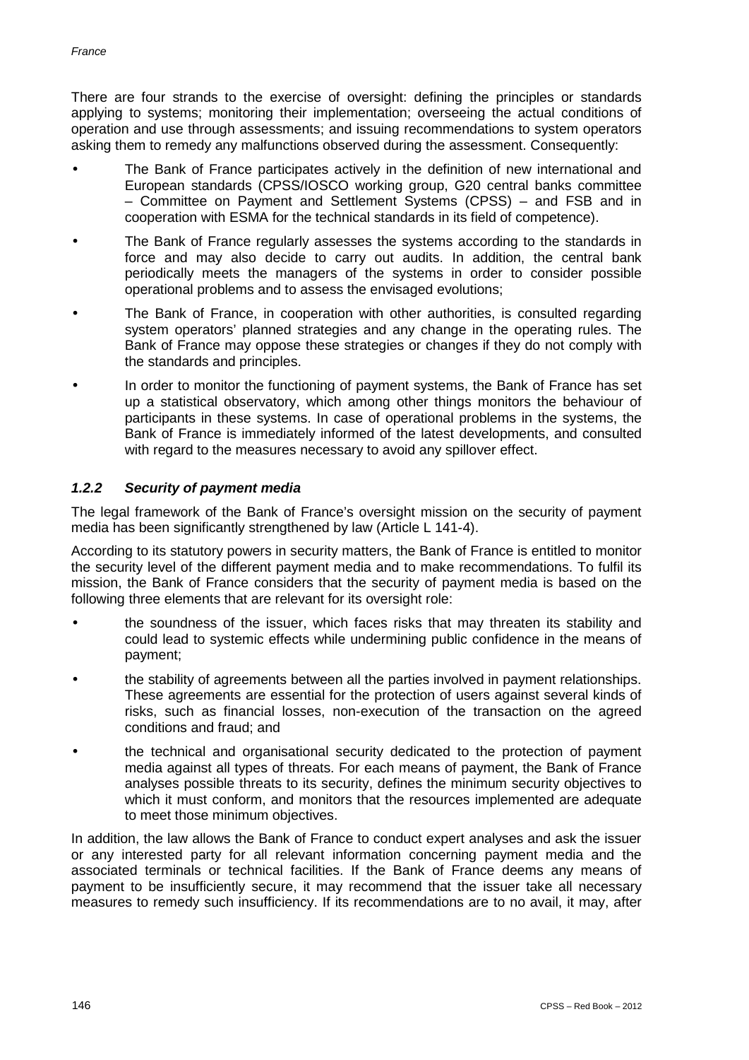There are four strands to the exercise of oversight: defining the principles or standards applying to systems; monitoring their implementation; overseeing the actual conditions of operation and use through assessments; and issuing recommendations to system operators asking them to remedy any malfunctions observed during the assessment. Consequently:

- The Bank of France participates actively in the definition of new international and European standards (CPSS/IOSCO working group, G20 central banks committee – Committee on Payment and Settlement Systems (CPSS) – and FSB and in cooperation with ESMA for the technical standards in its field of competence).
- The Bank of France regularly assesses the systems according to the standards in force and may also decide to carry out audits. In addition, the central bank periodically meets the managers of the systems in order to consider possible operational problems and to assess the envisaged evolutions;
- The Bank of France, in cooperation with other authorities, is consulted regarding system operators' planned strategies and any change in the operating rules. The Bank of France may oppose these strategies or changes if they do not comply with the standards and principles.
- In order to monitor the functioning of payment systems, the Bank of France has set up a statistical observatory, which among other things monitors the behaviour of participants in these systems. In case of operational problems in the systems, the Bank of France is immediately informed of the latest developments, and consulted with regard to the measures necessary to avoid any spillover effect.

### *1.2.2 Security of payment media*

The legal framework of the Bank of France's oversight mission on the security of payment media has been significantly strengthened by law (Article L 141-4).

According to its statutory powers in security matters, the Bank of France is entitled to monitor the security level of the different payment media and to make recommendations. To fulfil its mission, the Bank of France considers that the security of payment media is based on the following three elements that are relevant for its oversight role:

- the soundness of the issuer, which faces risks that may threaten its stability and could lead to systemic effects while undermining public confidence in the means of payment;
- the stability of agreements between all the parties involved in payment relationships. These agreements are essential for the protection of users against several kinds of risks, such as financial losses, non-execution of the transaction on the agreed conditions and fraud; and
- the technical and organisational security dedicated to the protection of payment media against all types of threats. For each means of payment, the Bank of France analyses possible threats to its security, defines the minimum security objectives to which it must conform, and monitors that the resources implemented are adequate to meet those minimum objectives.

In addition, the law allows the Bank of France to conduct expert analyses and ask the issuer or any interested party for all relevant information concerning payment media and the associated terminals or technical facilities. If the Bank of France deems any means of payment to be insufficiently secure, it may recommend that the issuer take all necessary measures to remedy such insufficiency. If its recommendations are to no avail, it may, after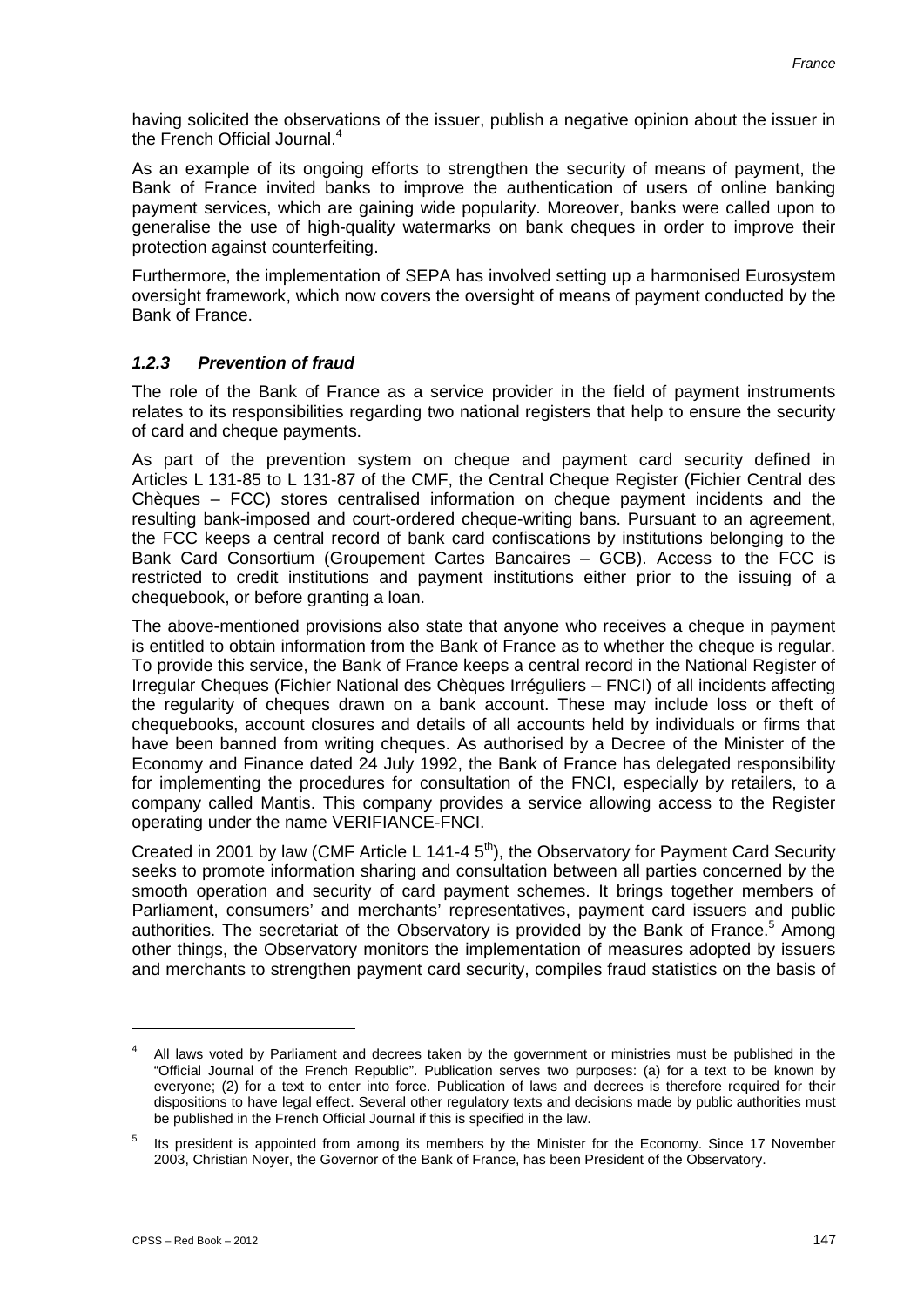having solicited the observations of the issuer, publish a negative opinion about the issuer in the French Official Journal.[4]

As an example of its ongoing efforts to strengthen the security of means of payment, the Bank of France invited banks to improve the authentication of users of online banking payment services, which are gaining wide popularity. Moreover, banks were called upon to generalise the use of high-quality watermarks on bank cheques in order to improve their protection against counterfeiting.

Furthermore, the implementation of SEPA has involved setting up a harmonised Eurosystem oversight framework, which now covers the oversight of means of payment conducted by the Bank of France.

### *1.2.3 Prevention of fraud*

The role of the Bank of France as a service provider in the field of payment instruments relates to its responsibilities regarding two national registers that help to ensure the security of card and cheque payments.

As part of the prevention system on cheque and payment card security defined in Articles L 131-85 to L 131-87 of the CMF, the Central Cheque Register (Fichier Central des Chèques – FCC) stores centralised information on cheque payment incidents and the resulting bank-imposed and court-ordered cheque-writing bans. Pursuant to an agreement, the FCC keeps a central record of bank card confiscations by institutions belonging to the Bank Card Consortium (Groupement Cartes Bancaires – GCB). Access to the FCC is restricted to credit institutions and payment institutions either prior to the issuing of a chequebook, or before granting a loan.

The above-mentioned provisions also state that anyone who receives a cheque in payment is entitled to obtain information from the Bank of France as to whether the cheque is regular. To provide this service, the Bank of France keeps a central record in the National Register of Irregular Cheques (Fichier National des Chèques Irréguliers – FNCI) of all incidents affecting the regularity of cheques drawn on a bank account. These may include loss or theft of chequebooks, account closures and details of all accounts held by individuals or firms that have been banned from writing cheques. As authorised by a Decree of the Minister of the Economy and Finance dated 24 July 1992, the Bank of France has delegated responsibility for implementing the procedures for consultation of the FNCI, especially by retailers, to a company called Mantis. This company provides a service allowing access to the Register operating under the name VERIFIANCE-FNCI.

Created in 2001 by law (CMF Article L 141-4 5[th]), the Observatory for Payment Card Security seeks to promote information sharing and consultation between all parties concerned by the smooth operation and security of card payment schemes. It brings together members of Parliament, consumers' and merchants' representatives, payment card issuers and public authorities. The secretariat of the Observatory is provided by the Bank of France.[5] Among other things, the Observatory monitors the implementation of measures adopted by issuers and merchants to strengthen payment card security, compiles fraud statistics on the basis of

---

[4] All laws voted by Parliament and decrees taken by the government or ministries must be published in the "Official Journal of the French Republic". Publication serves two purposes: (a) for a text to be known by everyone; (2) for a text to enter into force. Publication of laws and decrees is therefore required for their dispositions to have legal effect. Several other regulatory texts and decisions made by public authorities must be published in the French Official Journal if this is specified in the law.

[5] Its president is appointed from among its members by the Minister for the Economy. Since 17 November 2003, Christian Noyer, the Governor of the Bank of France, has been President of the Observatory.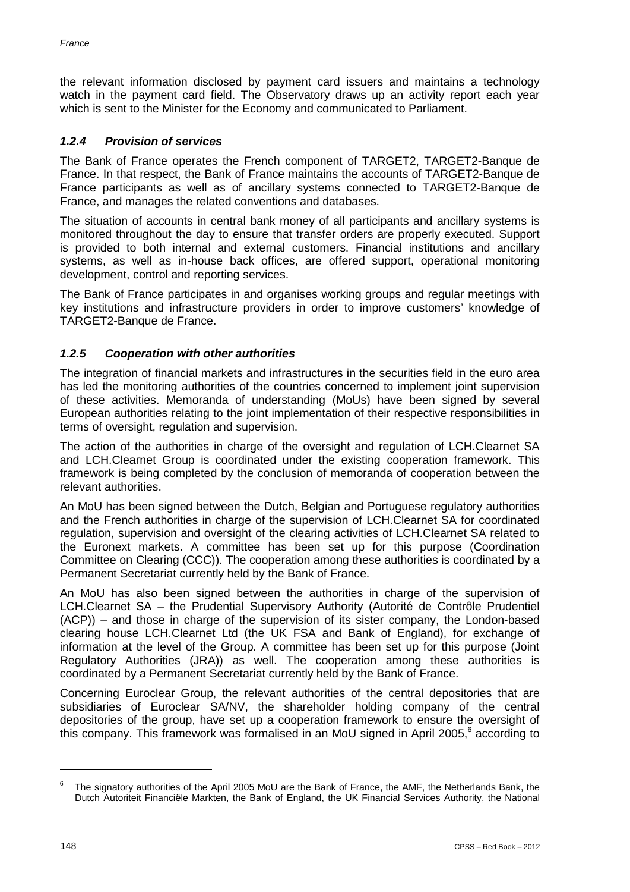the relevant information disclosed by payment card issuers and maintains a technology watch in the payment card field. The Observatory draws up an activity report each year which is sent to the Minister for the Economy and communicated to Parliament.

### *1.2.4 Provision of services*

The Bank of France operates the French component of TARGET2, TARGET2-Banque de France. In that respect, the Bank of France maintains the accounts of TARGET2-Banque de France participants as well as of ancillary systems connected to TARGET2-Banque de France, and manages the related conventions and databases.

The situation of accounts in central bank money of all participants and ancillary systems is monitored throughout the day to ensure that transfer orders are properly executed. Support is provided to both internal and external customers. Financial institutions and ancillary systems, as well as in-house back offices, are offered support, operational monitoring development, control and reporting services.

The Bank of France participates in and organises working groups and regular meetings with key institutions and infrastructure providers in order to improve customers' knowledge of TARGET2-Banque de France.

### *1.2.5 Cooperation with other authorities*

The integration of financial markets and infrastructures in the securities field in the euro area has led the monitoring authorities of the countries concerned to implement joint supervision of these activities. Memoranda of understanding (MoUs) have been signed by several European authorities relating to the joint implementation of their respective responsibilities in terms of oversight, regulation and supervision.

The action of the authorities in charge of the oversight and regulation of LCH.Clearnet SA and LCH.Clearnet Group is coordinated under the existing cooperation framework. This framework is being completed by the conclusion of memoranda of cooperation between the relevant authorities.

An MoU has been signed between the Dutch, Belgian and Portuguese regulatory authorities and the French authorities in charge of the supervision of LCH.Clearnet SA for coordinated regulation, supervision and oversight of the clearing activities of LCH.Clearnet SA related to the Euronext markets. A committee has been set up for this purpose (Coordination Committee on Clearing (CCC)). The cooperation among these authorities is coordinated by a Permanent Secretariat currently held by the Bank of France.

An MoU has also been signed between the authorities in charge of the supervision of LCH.Clearnet SA – the Prudential Supervisory Authority (Autorité de Contrôle Prudentiel (ACP)) – and those in charge of the supervision of its sister company, the London-based clearing house LCH.Clearnet Ltd (the UK FSA and Bank of England), for exchange of information at the level of the Group. A committee has been set up for this purpose (Joint Regulatory Authorities (JRA)) as well. The cooperation among these authorities is coordinated by a Permanent Secretariat currently held by the Bank of France.

Concerning Euroclear Group, the relevant authorities of the central depositories that are subsidiaries of Euroclear SA/NV, the shareholder holding company of the central depositories of the group, have set up a cooperation framework to ensure the oversight of this company. This framework was formalised in an MoU signed in April 2005,[6] according to

[6] The signatory authorities of the April 2005 MoU are the Bank of France, the AMF, the Netherlands Bank, the Dutch Autoriteit Financiële Markten, the Bank of England, the UK Financial Services Authority, the National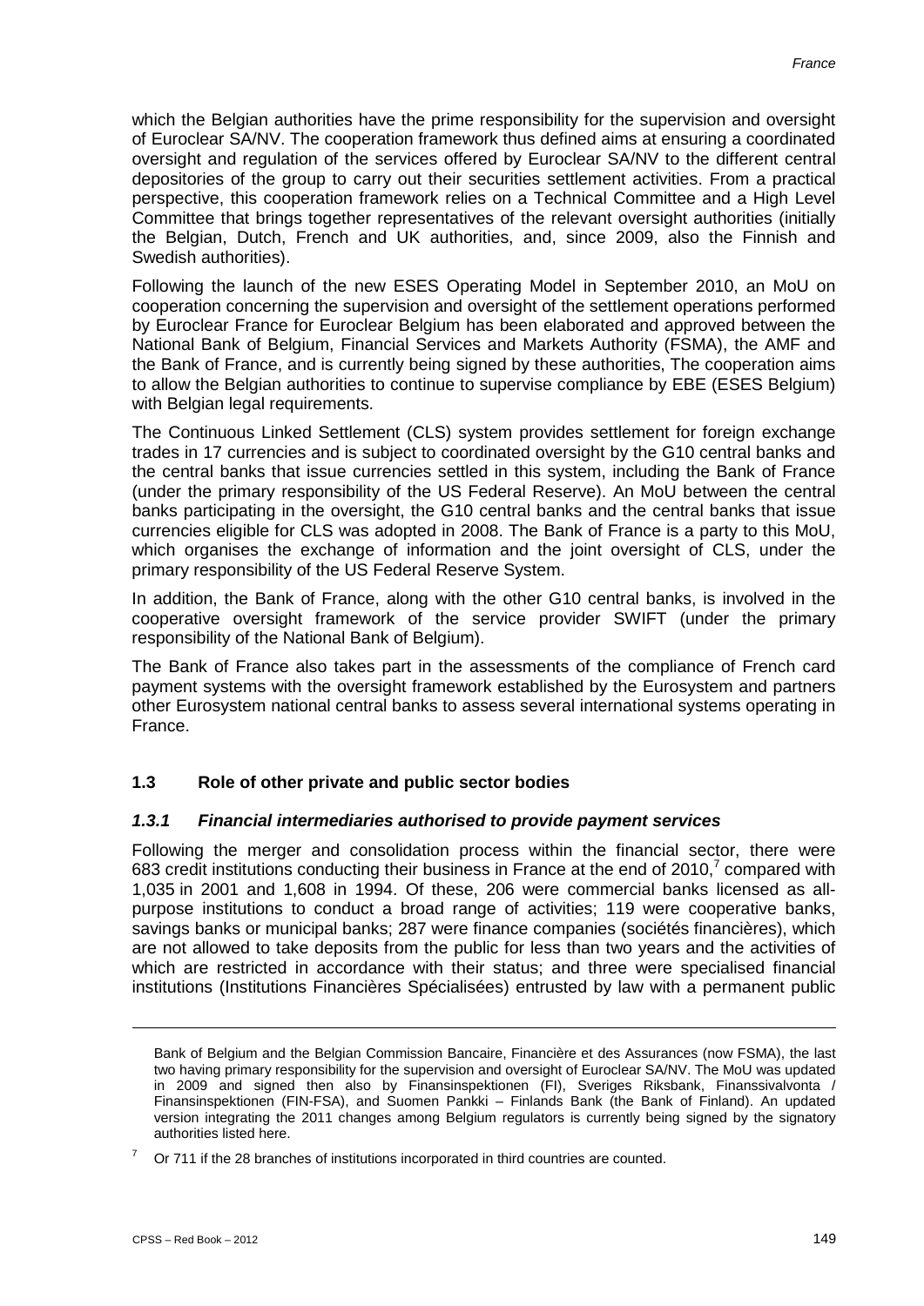which the Belgian authorities have the prime responsibility for the supervision and oversight of Euroclear SA/NV. The cooperation framework thus defined aims at ensuring a coordinated oversight and regulation of the services offered by Euroclear SA/NV to the different central depositories of the group to carry out their securities settlement activities. From a practical perspective, this cooperation framework relies on a Technical Committee and a High Level Committee that brings together representatives of the relevant oversight authorities (initially the Belgian, Dutch, French and UK authorities, and, since 2009, also the Finnish and Swedish authorities).

Following the launch of the new ESES Operating Model in September 2010, an MoU on cooperation concerning the supervision and oversight of the settlement operations performed by Euroclear France for Euroclear Belgium has been elaborated and approved between the National Bank of Belgium, Financial Services and Markets Authority (FSMA), the AMF and the Bank of France, and is currently being signed by these authorities, The cooperation aims to allow the Belgian authorities to continue to supervise compliance by EBE (ESES Belgium) with Belgian legal requirements.

The Continuous Linked Settlement (CLS) system provides settlement for foreign exchange trades in 17 currencies and is subject to coordinated oversight by the G10 central banks and the central banks that issue currencies settled in this system, including the Bank of France (under the primary responsibility of the US Federal Reserve). An MoU between the central banks participating in the oversight, the G10 central banks and the central banks that issue currencies eligible for CLS was adopted in 2008. The Bank of France is a party to this MoU, which organises the exchange of information and the joint oversight of CLS, under the primary responsibility of the US Federal Reserve System.

In addition, the Bank of France, along with the other G10 central banks, is involved in the cooperative oversight framework of the service provider SWIFT (under the primary responsibility of the National Bank of Belgium).

The Bank of France also takes part in the assessments of the compliance of French card payment systems with the oversight framework established by the Eurosystem and partners other Eurosystem national central banks to assess several international systems operating in France.

### 1.3 Role of other private and public sector bodies

#### *1.3.1 Financial intermediaries authorised to provide payment services*

Following the merger and consolidation process within the financial sector, there were 683 credit institutions conducting their business in France at the end of 2010,[7] compared with 1,035 in 2001 and 1,608 in 1994. Of these, 206 were commercial banks licensed as all-purpose institutions to conduct a broad range of activities; 119 were cooperative banks, savings banks or municipal banks; 287 were finance companies (sociétés financières), which are not allowed to take deposits from the public for less than two years and the activities of which are restricted in accordance with their status; and three were specialised financial institutions (Institutions Financières Spécialisées) entrusted by law with a permanent public

---

Bank of Belgium and the Belgian Commission Bancaire, Financière et des Assurances (now FSMA), the last two having primary responsibility for the supervision and oversight of Euroclear SA/NV. The MoU was updated in 2009 and signed then also by Finansinspektionen (FI), Sveriges Riksbank, Finanssivalvonta / Finansinspektionen (FIN-FSA), and Suomen Pankki – Finlands Bank (the Bank of Finland). An updated version integrating the 2011 changes among Belgium regulators is currently being signed by the signatory authorities listed here.

[7] Or 711 if the 28 branches of institutions incorporated in third countries are counted.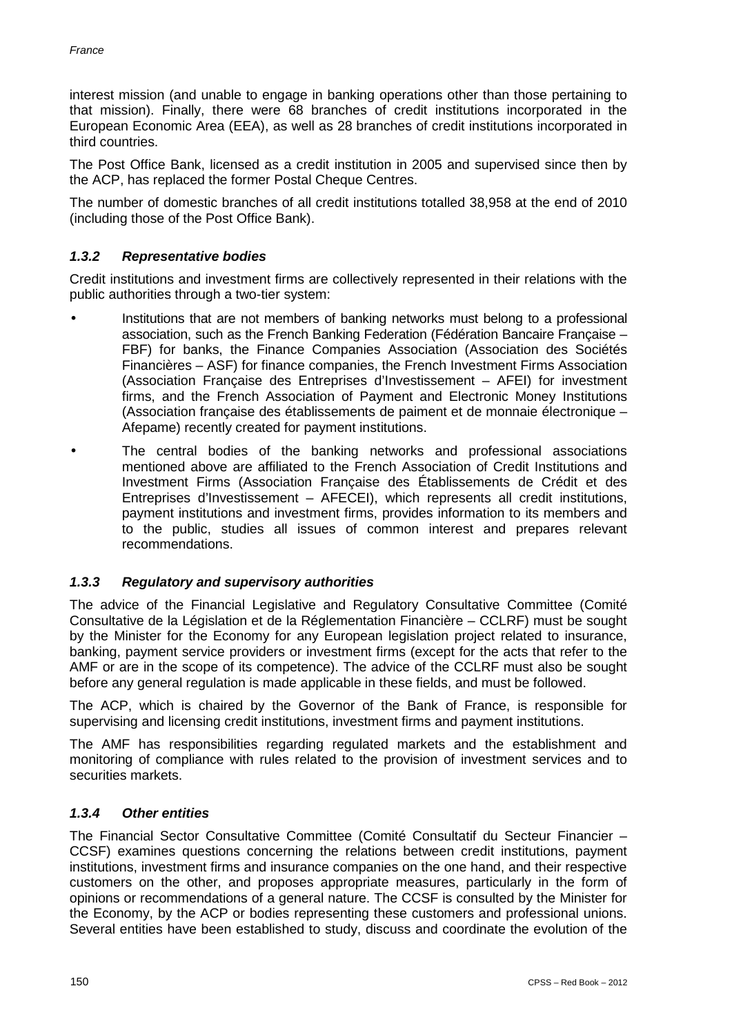interest mission (and unable to engage in banking operations other than those pertaining to that mission). Finally, there were 68 branches of credit institutions incorporated in the European Economic Area (EEA), as well as 28 branches of credit institutions incorporated in third countries.

The Post Office Bank, licensed as a credit institution in 2005 and supervised since then by the ACP, has replaced the former Postal Cheque Centres.

The number of domestic branches of all credit institutions totalled 38,958 at the end of 2010 (including those of the Post Office Bank).

### *1.3.2 Representative bodies*

Credit institutions and investment firms are collectively represented in their relations with the public authorities through a two-tier system:

- Institutions that are not members of banking networks must belong to a professional association, such as the French Banking Federation (Fédération Bancaire Française – FBF) for banks, the Finance Companies Association (Association des Sociétés Financières – ASF) for finance companies, the French Investment Firms Association (Association Française des Entreprises d'Investissement – AFEI) for investment firms, and the French Association of Payment and Electronic Money Institutions (Association française des établissements de paiment et de monnaie électronique – Afepame) recently created for payment institutions.
- The central bodies of the banking networks and professional associations mentioned above are affiliated to the French Association of Credit Institutions and Investment Firms (Association Française des Établissements de Crédit et des Entreprises d'Investissement – AFECEI), which represents all credit institutions, payment institutions and investment firms, provides information to its members and to the public, studies all issues of common interest and prepares relevant recommendations.

### *1.3.3 Regulatory and supervisory authorities*

The advice of the Financial Legislative and Regulatory Consultative Committee (Comité Consultative de la Législation et de la Réglementation Financière – CCLRF) must be sought by the Minister for the Economy for any European legislation project related to insurance, banking, payment service providers or investment firms (except for the acts that refer to the AMF or are in the scope of its competence). The advice of the CCLRF must also be sought before any general regulation is made applicable in these fields, and must be followed.

The ACP, which is chaired by the Governor of the Bank of France, is responsible for supervising and licensing credit institutions, investment firms and payment institutions.

The AMF has responsibilities regarding regulated markets and the establishment and monitoring of compliance with rules related to the provision of investment services and to securities markets.

### *1.3.4 Other entities*

The Financial Sector Consultative Committee (Comité Consultatif du Secteur Financier – CCSF) examines questions concerning the relations between credit institutions, payment institutions, investment firms and insurance companies on the one hand, and their respective customers on the other, and proposes appropriate measures, particularly in the form of opinions or recommendations of a general nature. The CCSF is consulted by the Minister for the Economy, by the ACP or bodies representing these customers and professional unions. Several entities have been established to study, discuss and coordinate the evolution of the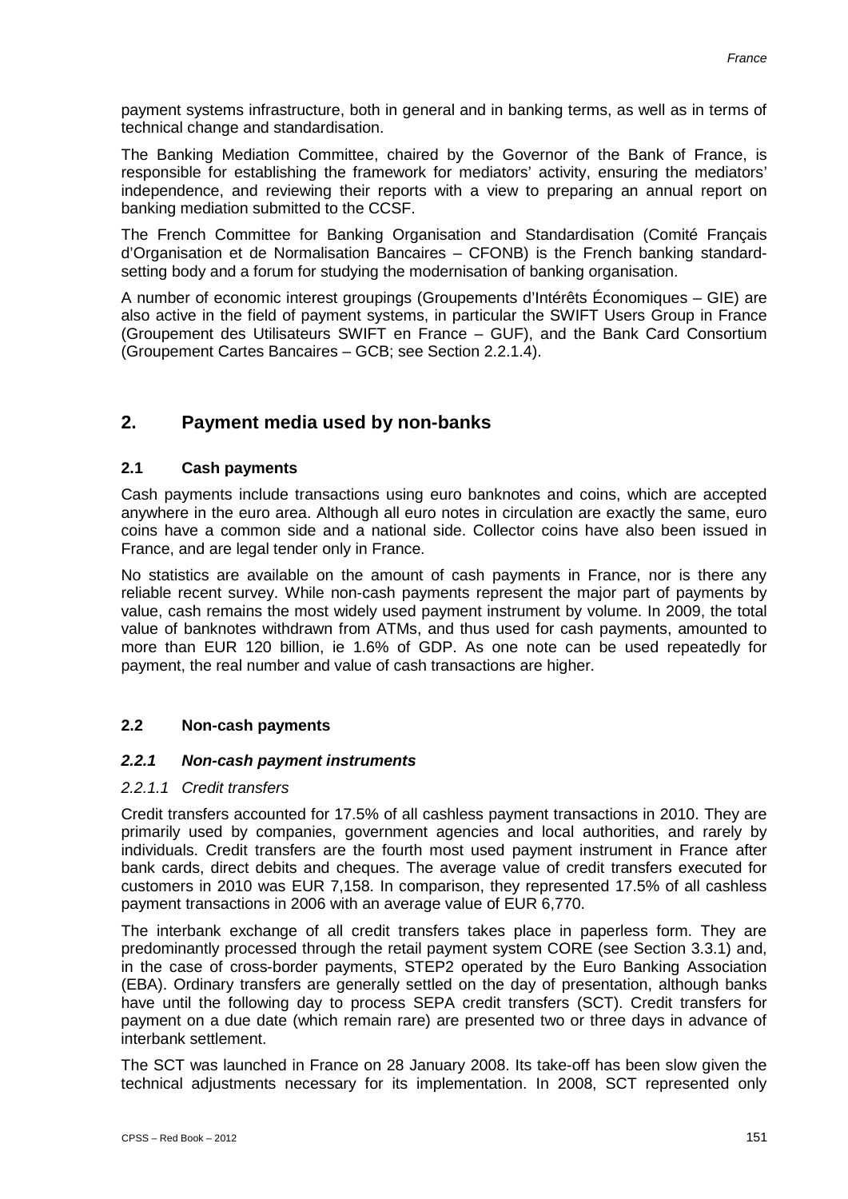payment systems infrastructure, both in general and in banking terms, as well as in terms of technical change and standardisation.

The Banking Mediation Committee, chaired by the Governor of the Bank of France, is responsible for establishing the framework for mediators' activity, ensuring the mediators' independence, and reviewing their reports with a view to preparing an annual report on banking mediation submitted to the CCSF.

The French Committee for Banking Organisation and Standardisation (Comité Français d'Organisation et de Normalisation Bancaires – CFONB) is the French banking standard-setting body and a forum for studying the modernisation of banking organisation.

A number of economic interest groupings (Groupements d'Intérêts Économiques – GIE) are also active in the field of payment systems, in particular the SWIFT Users Group in France (Groupement des Utilisateurs SWIFT en France – GUF), and the Bank Card Consortium (Groupement Cartes Bancaires – GCB; see Section 2.2.1.4).

## 2. Payment media used by non-banks

### 2.1 Cash payments

Cash payments include transactions using euro banknotes and coins, which are accepted anywhere in the euro area. Although all euro notes in circulation are exactly the same, euro coins have a common side and a national side. Collector coins have also been issued in France, and are legal tender only in France.

No statistics are available on the amount of cash payments in France, nor is there any reliable recent survey. While non-cash payments represent the major part of payments by value, cash remains the most widely used payment instrument by volume. In 2009, the total value of banknotes withdrawn from ATMs, and thus used for cash payments, amounted to more than EUR 120 billion, ie 1.6% of GDP. As one note can be used repeatedly for payment, the real number and value of cash transactions are higher.

### 2.2 Non-cash payments

#### *2.2.1 Non-cash payment instruments*

*2.2.1.1 Credit transfers*

Credit transfers accounted for 17.5% of all cashless payment transactions in 2010. They are primarily used by companies, government agencies and local authorities, and rarely by individuals. Credit transfers are the fourth most used payment instrument in France after bank cards, direct debits and cheques. The average value of credit transfers executed for customers in 2010 was EUR 7,158. In comparison, they represented 17.5% of all cashless payment transactions in 2006 with an average value of EUR 6,770.

The interbank exchange of all credit transfers takes place in paperless form. They are predominantly processed through the retail payment system CORE (see Section 3.3.1) and, in the case of cross-border payments, STEP2 operated by the Euro Banking Association (EBA). Ordinary transfers are generally settled on the day of presentation, although banks have until the following day to process SEPA credit transfers (SCT). Credit transfers for payment on a due date (which remain rare) are presented two or three days in advance of interbank settlement.

The SCT was launched in France on 28 January 2008. Its take-off has been slow given the technical adjustments necessary for its implementation. In 2008, SCT represented only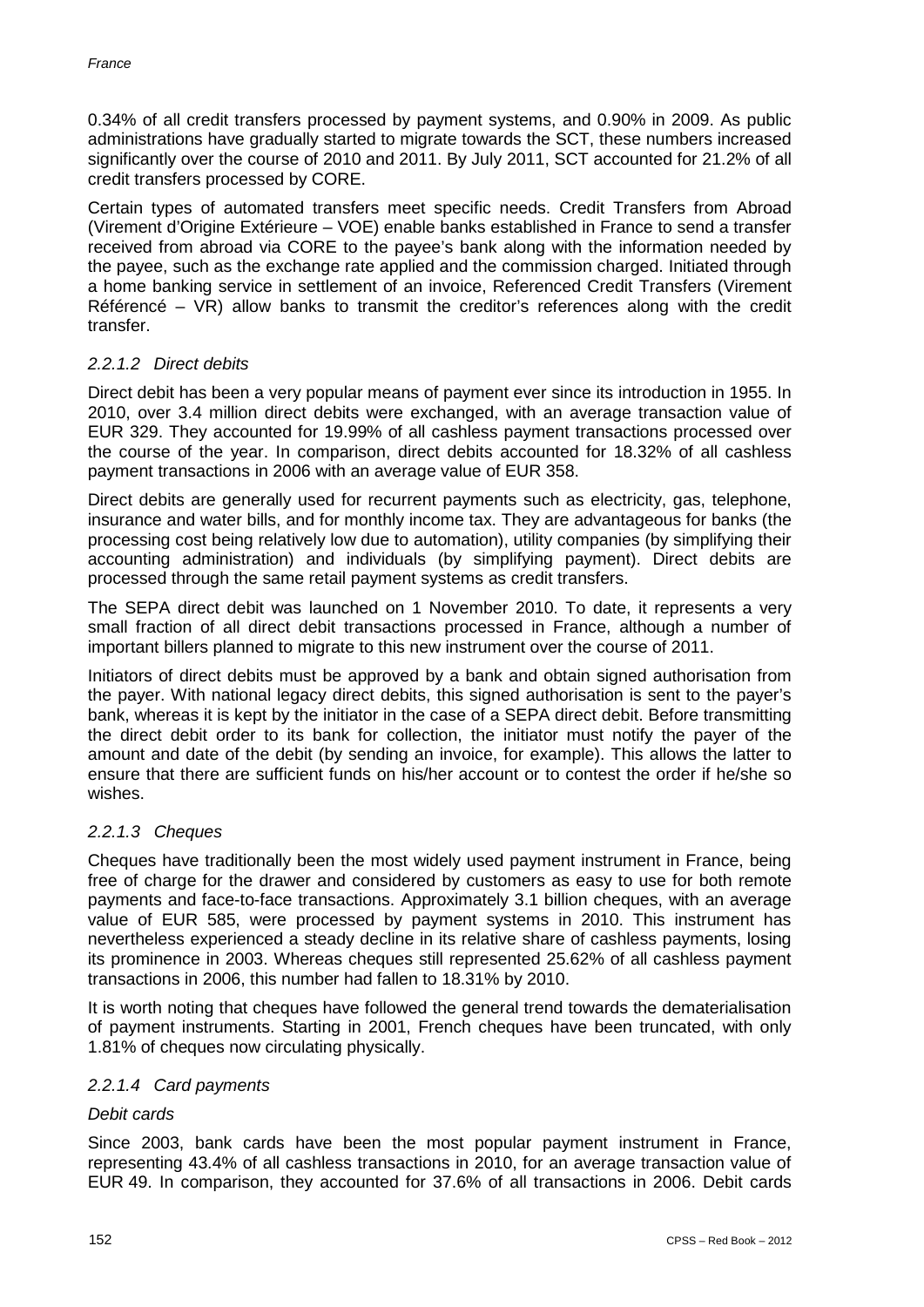0.34% of all credit transfers processed by payment systems, and 0.90% in 2009. As public administrations have gradually started to migrate towards the SCT, these numbers increased significantly over the course of 2010 and 2011. By July 2011, SCT accounted for 21.2% of all credit transfers processed by CORE.

Certain types of automated transfers meet specific needs. Credit Transfers from Abroad (Virement d'Origine Extérieure – VOE) enable banks established in France to send a transfer received from abroad via CORE to the payee's bank along with the information needed by the payee, such as the exchange rate applied and the commission charged. Initiated through a home banking service in settlement of an invoice, Referenced Credit Transfers (Virement Référencé – VR) allow banks to transmit the creditor's references along with the credit transfer.

#### *2.2.1.2 Direct debits*

Direct debit has been a very popular means of payment ever since its introduction in 1955. In 2010, over 3.4 million direct debits were exchanged, with an average transaction value of EUR 329. They accounted for 19.99% of all cashless payment transactions processed over the course of the year. In comparison, direct debits accounted for 18.32% of all cashless payment transactions in 2006 with an average value of EUR 358.

Direct debits are generally used for recurrent payments such as electricity, gas, telephone, insurance and water bills, and for monthly income tax. They are advantageous for banks (the processing cost being relatively low due to automation), utility companies (by simplifying their accounting administration) and individuals (by simplifying payment). Direct debits are processed through the same retail payment systems as credit transfers.

The SEPA direct debit was launched on 1 November 2010. To date, it represents a very small fraction of all direct debit transactions processed in France, although a number of important billers planned to migrate to this new instrument over the course of 2011.

Initiators of direct debits must be approved by a bank and obtain signed authorisation from the payer. With national legacy direct debits, this signed authorisation is sent to the payer's bank, whereas it is kept by the initiator in the case of a SEPA direct debit. Before transmitting the direct debit order to its bank for collection, the initiator must notify the payer of the amount and date of the debit (by sending an invoice, for example). This allows the latter to ensure that there are sufficient funds on his/her account or to contest the order if he/she so wishes.

#### *2.2.1.3 Cheques*

Cheques have traditionally been the most widely used payment instrument in France, being free of charge for the drawer and considered by customers as easy to use for both remote payments and face-to-face transactions. Approximately 3.1 billion cheques, with an average value of EUR 585, were processed by payment systems in 2010. This instrument has nevertheless experienced a steady decline in its relative share of cashless payments, losing its prominence in 2003. Whereas cheques still represented 25.62% of all cashless payment transactions in 2006, this number had fallen to 18.31% by 2010.

It is worth noting that cheques have followed the general trend towards the dematerialisation of payment instruments. Starting in 2001, French cheques have been truncated, with only 1.81% of cheques now circulating physically.

#### *2.2.1.4 Card payments*

*Debit cards*

Since 2003, bank cards have been the most popular payment instrument in France, representing 43.4% of all cashless transactions in 2010, for an average transaction value of EUR 49. In comparison, they accounted for 37.6% of all transactions in 2006. Debit cards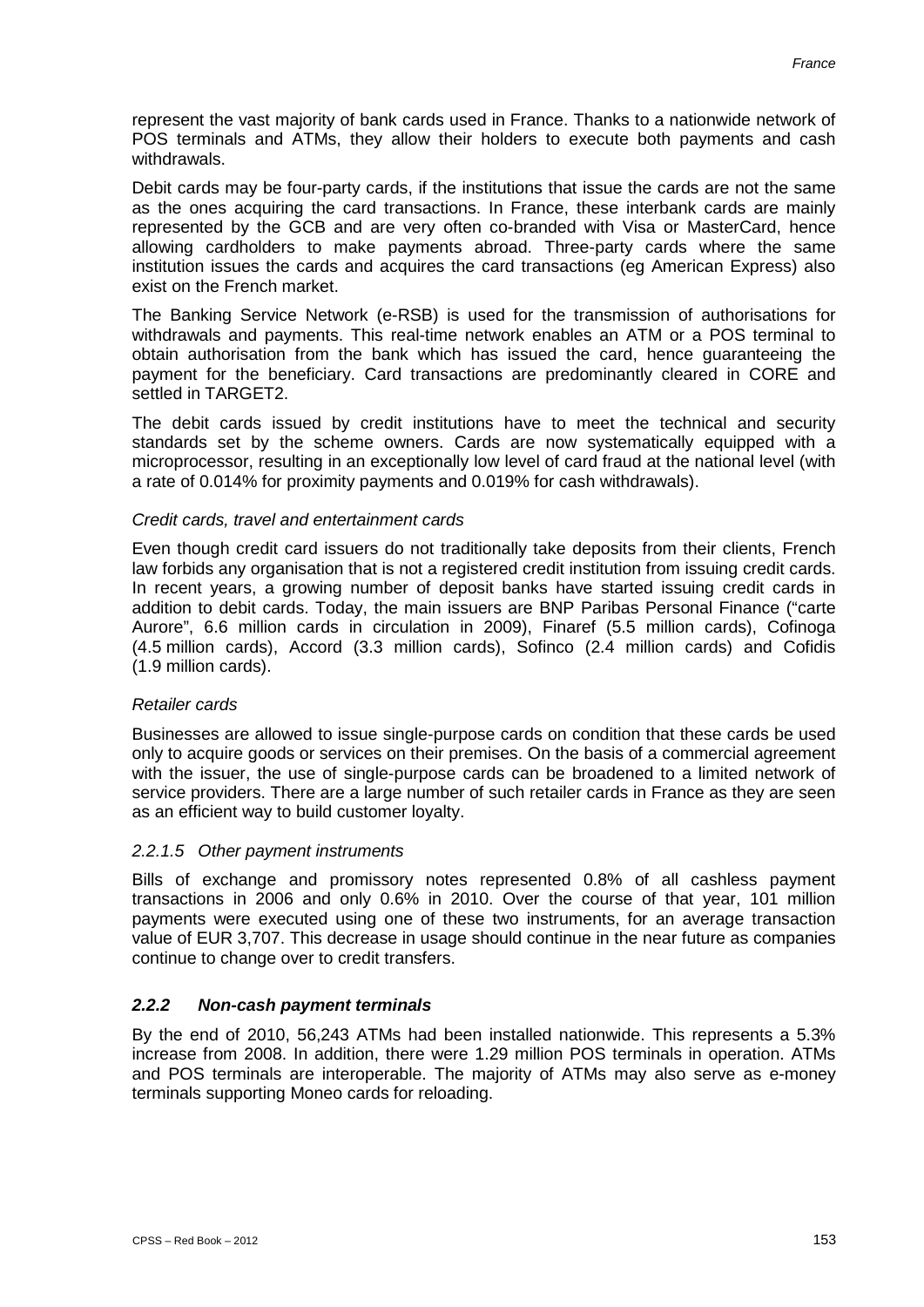represent the vast majority of bank cards used in France. Thanks to a nationwide network of POS terminals and ATMs, they allow their holders to execute both payments and cash withdrawals.

Debit cards may be four-party cards, if the institutions that issue the cards are not the same as the ones acquiring the card transactions. In France, these interbank cards are mainly represented by the GCB and are very often co-branded with Visa or MasterCard, hence allowing cardholders to make payments abroad. Three-party cards where the same institution issues the cards and acquires the card transactions (eg American Express) also exist on the French market.

The Banking Service Network (e-RSB) is used for the transmission of authorisations for withdrawals and payments. This real-time network enables an ATM or a POS terminal to obtain authorisation from the bank which has issued the card, hence guaranteeing the payment for the beneficiary. Card transactions are predominantly cleared in CORE and settled in TARGET2.

The debit cards issued by credit institutions have to meet the technical and security standards set by the scheme owners. Cards are now systematically equipped with a microprocessor, resulting in an exceptionally low level of card fraud at the national level (with a rate of 0.014% for proximity payments and 0.019% for cash withdrawals).

*Credit cards, travel and entertainment cards*

Even though credit card issuers do not traditionally take deposits from their clients, French law forbids any organisation that is not a registered credit institution from issuing credit cards. In recent years, a growing number of deposit banks have started issuing credit cards in addition to debit cards. Today, the main issuers are BNP Paribas Personal Finance ("carte Aurore", 6.6 million cards in circulation in 2009), Finaref (5.5 million cards), Cofinoga (4.5 million cards), Accord (3.3 million cards), Sofinco (2.4 million cards) and Cofidis (1.9 million cards).

*Retailer cards*

Businesses are allowed to issue single-purpose cards on condition that these cards be used only to acquire goods or services on their premises. On the basis of a commercial agreement with the issuer, the use of single-purpose cards can be broadened to a limited network of service providers. There are a large number of such retailer cards in France as they are seen as an efficient way to build customer loyalty.

#### *2.2.1.5 Other payment instruments*

Bills of exchange and promissory notes represented 0.8% of all cashless payment transactions in 2006 and only 0.6% in 2010. Over the course of that year, 101 million payments were executed using one of these two instruments, for an average transaction value of EUR 3,707. This decrease in usage should continue in the near future as companies continue to change over to credit transfers.

### ***2.2.2 Non-cash payment terminals***

By the end of 2010, 56,243 ATMs had been installed nationwide. This represents a 5.3% increase from 2008. In addition, there were 1.29 million POS terminals in operation. ATMs and POS terminals are interoperable. The majority of ATMs may also serve as e-money terminals supporting Moneo cards for reloading.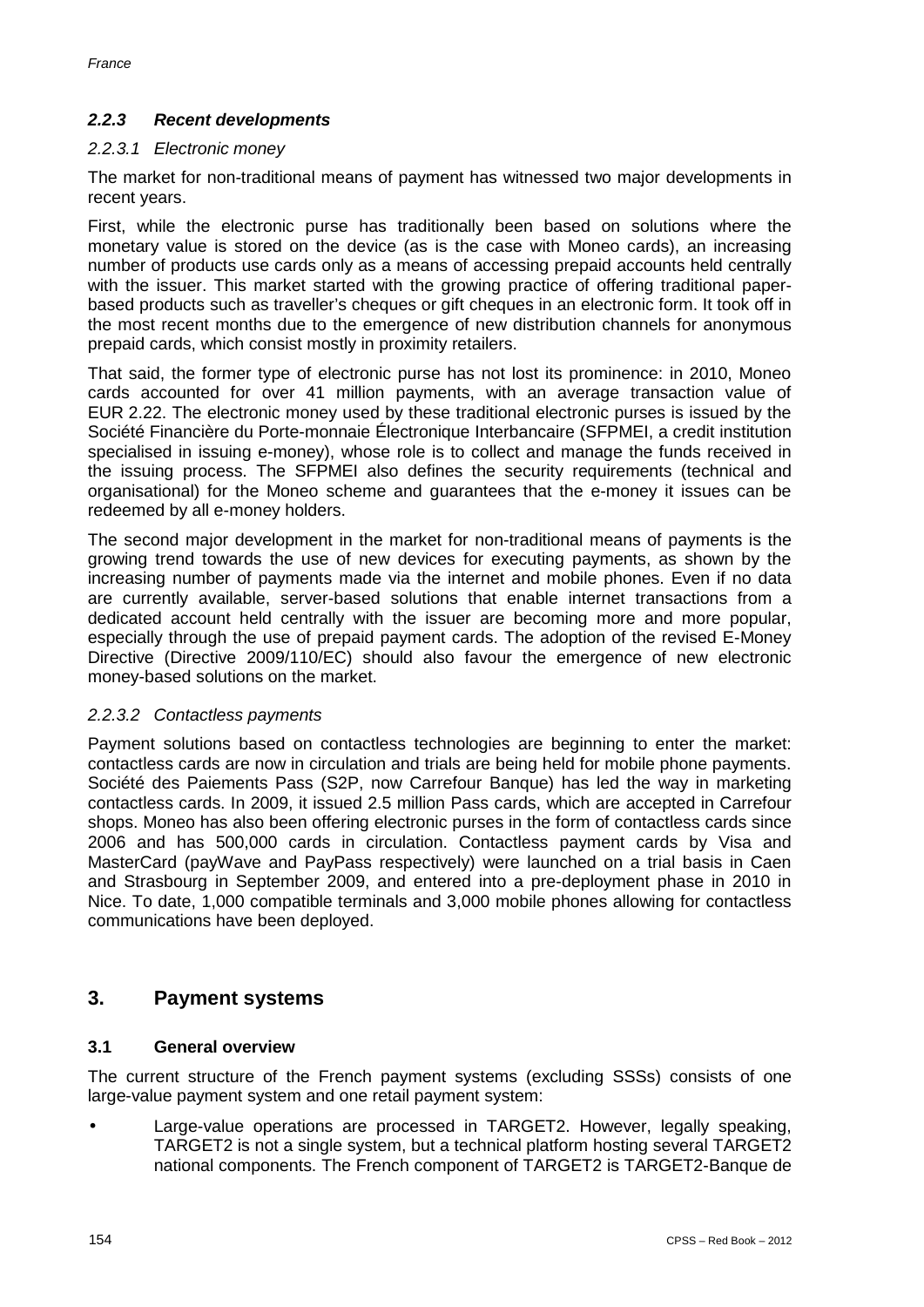### *2.2.3 Recent developments*

#### *2.2.3.1 Electronic money*

The market for non-traditional means of payment has witnessed two major developments in recent years.

First, while the electronic purse has traditionally been based on solutions where the monetary value is stored on the device (as is the case with Moneo cards), an increasing number of products use cards only as a means of accessing prepaid accounts held centrally with the issuer. This market started with the growing practice of offering traditional paper-based products such as traveller's cheques or gift cheques in an electronic form. It took off in the most recent months due to the emergence of new distribution channels for anonymous prepaid cards, which consist mostly in proximity retailers.

That said, the former type of electronic purse has not lost its prominence: in 2010, Moneo cards accounted for over 41 million payments, with an average transaction value of EUR 2.22. The electronic money used by these traditional electronic purses is issued by the Société Financière du Porte-monnaie Électronique Interbancaire (SFPMEI, a credit institution specialised in issuing e-money), whose role is to collect and manage the funds received in the issuing process. The SFPMEI also defines the security requirements (technical and organisational) for the Moneo scheme and guarantees that the e-money it issues can be redeemed by all e-money holders.

The second major development in the market for non-traditional means of payments is the growing trend towards the use of new devices for executing payments, as shown by the increasing number of payments made via the internet and mobile phones. Even if no data are currently available, server-based solutions that enable internet transactions from a dedicated account held centrally with the issuer are becoming more and more popular, especially through the use of prepaid payment cards. The adoption of the revised E-Money Directive (Directive 2009/110/EC) should also favour the emergence of new electronic money-based solutions on the market.

#### *2.2.3.2 Contactless payments*

Payment solutions based on contactless technologies are beginning to enter the market: contactless cards are now in circulation and trials are being held for mobile phone payments. Société des Paiements Pass (S2P, now Carrefour Banque) has led the way in marketing contactless cards. In 2009, it issued 2.5 million Pass cards, which are accepted in Carrefour shops. Moneo has also been offering electronic purses in the form of contactless cards since 2006 and has 500,000 cards in circulation. Contactless payment cards by Visa and MasterCard (payWave and PayPass respectively) were launched on a trial basis in Caen and Strasbourg in September 2009, and entered into a pre-deployment phase in 2010 in Nice. To date, 1,000 compatible terminals and 3,000 mobile phones allowing for contactless communications have been deployed.

## 3. Payment systems

### 3.1 General overview

The current structure of the French payment systems (excluding SSSs) consists of one large-value payment system and one retail payment system:

- Large-value operations are processed in TARGET2. However, legally speaking, TARGET2 is not a single system, but a technical platform hosting several TARGET2 national components. The French component of TARGET2 is TARGET2-Banque de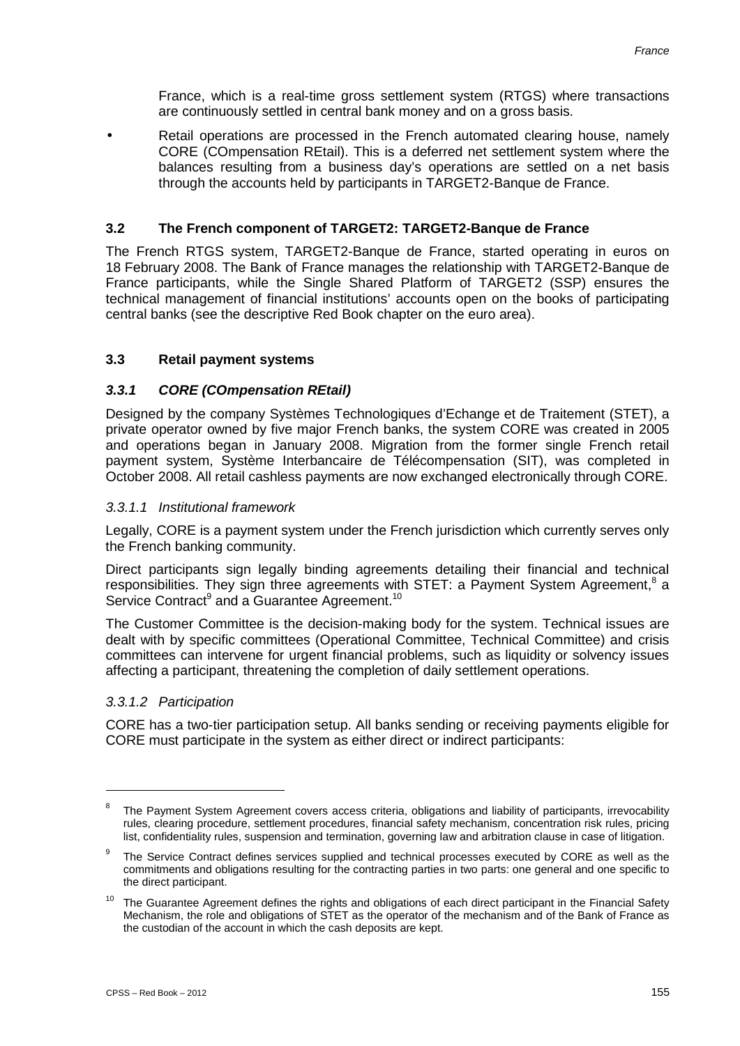France, which is a real-time gross settlement system (RTGS) where transactions are continuously settled in central bank money and on a gross basis.

- Retail operations are processed in the French automated clearing house, namely CORE (COmpensation REtail). This is a deferred net settlement system where the balances resulting from a business day's operations are settled on a net basis through the accounts held by participants in TARGET2-Banque de France.

### 3.2 The French component of TARGET2: TARGET2-Banque de France

The French RTGS system, TARGET2-Banque de France, started operating in euros on 18 February 2008. The Bank of France manages the relationship with TARGET2-Banque de France participants, while the Single Shared Platform of TARGET2 (SSP) ensures the technical management of financial institutions' accounts open on the books of participating central banks (see the descriptive Red Book chapter on the euro area).

### 3.3 Retail payment systems

#### *3.3.1 CORE (COmpensation REtail)*

Designed by the company Systèmes Technologiques d'Echange et de Traitement (STET), a private operator owned by five major French banks, the system CORE was created in 2005 and operations began in January 2008. Migration from the former single French retail payment system, Système Interbancaire de Télécompensation (SIT), was completed in October 2008. All retail cashless payments are now exchanged electronically through CORE.

##### *3.3.1.1 Institutional framework*

Legally, CORE is a payment system under the French jurisdiction which currently serves only the French banking community.

Direct participants sign legally binding agreements detailing their financial and technical responsibilities. They sign three agreements with STET: a Payment System Agreement,[8] a Service Contract[9] and a Guarantee Agreement.[10]

The Customer Committee is the decision-making body for the system. Technical issues are dealt with by specific committees (Operational Committee, Technical Committee) and crisis committees can intervene for urgent financial problems, such as liquidity or solvency issues affecting a participant, threatening the completion of daily settlement operations.

##### *3.3.1.2 Participation*

CORE has a two-tier participation setup. All banks sending or receiving payments eligible for CORE must participate in the system as either direct or indirect participants:

---

[8] The Payment System Agreement covers access criteria, obligations and liability of participants, irrevocability rules, clearing procedure, settlement procedures, financial safety mechanism, concentration risk rules, pricing list, confidentiality rules, suspension and termination, governing law and arbitration clause in case of litigation.

[9] The Service Contract defines services supplied and technical processes executed by CORE as well as the commitments and obligations resulting for the contracting parties in two parts: one general and one specific to the direct participant.

[10] The Guarantee Agreement defines the rights and obligations of each direct participant in the Financial Safety Mechanism, the role and obligations of STET as the operator of the mechanism and of the Bank of France as the custodian of the account in which the cash deposits are kept.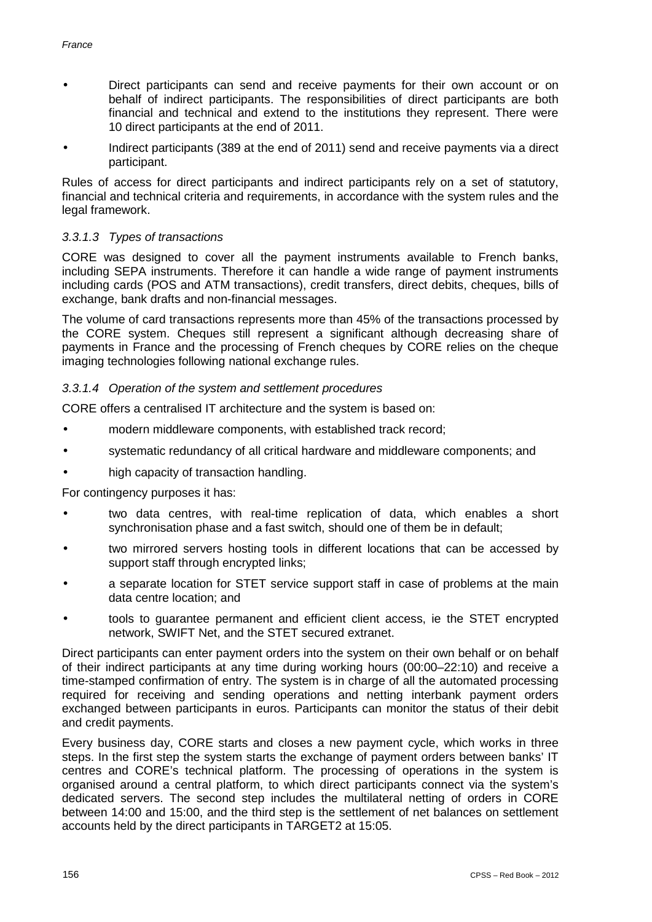- Direct participants can send and receive payments for their own account or on behalf of indirect participants. The responsibilities of direct participants are both financial and technical and extend to the institutions they represent. There were 10 direct participants at the end of 2011.
- Indirect participants (389 at the end of 2011) send and receive payments via a direct participant.

Rules of access for direct participants and indirect participants rely on a set of statutory, financial and technical criteria and requirements, in accordance with the system rules and the legal framework.

#### *3.3.1.3 Types of transactions*

CORE was designed to cover all the payment instruments available to French banks, including SEPA instruments. Therefore it can handle a wide range of payment instruments including cards (POS and ATM transactions), credit transfers, direct debits, cheques, bills of exchange, bank drafts and non-financial messages.

The volume of card transactions represents more than 45% of the transactions processed by the CORE system. Cheques still represent a significant although decreasing share of payments in France and the processing of French cheques by CORE relies on the cheque imaging technologies following national exchange rules.

#### *3.3.1.4 Operation of the system and settlement procedures*

CORE offers a centralised IT architecture and the system is based on:

- modern middleware components, with established track record;
- systematic redundancy of all critical hardware and middleware components; and
- high capacity of transaction handling.

For contingency purposes it has:

- two data centres, with real-time replication of data, which enables a short synchronisation phase and a fast switch, should one of them be in default;
- two mirrored servers hosting tools in different locations that can be accessed by support staff through encrypted links;
- a separate location for STET service support staff in case of problems at the main data centre location; and
- tools to guarantee permanent and efficient client access, ie the STET encrypted network, SWIFT Net, and the STET secured extranet.

Direct participants can enter payment orders into the system on their own behalf or on behalf of their indirect participants at any time during working hours (00:00–22:10) and receive a time-stamped confirmation of entry. The system is in charge of all the automated processing required for receiving and sending operations and netting interbank payment orders exchanged between participants in euros. Participants can monitor the status of their debit and credit payments.

Every business day, CORE starts and closes a new payment cycle, which works in three steps. In the first step the system starts the exchange of payment orders between banks' IT centres and CORE's technical platform. The processing of operations in the system is organised around a central platform, to which direct participants connect via the system's dedicated servers. The second step includes the multilateral netting of orders in CORE between 14:00 and 15:00, and the third step is the settlement of net balances on settlement accounts held by the direct participants in TARGET2 at 15:05.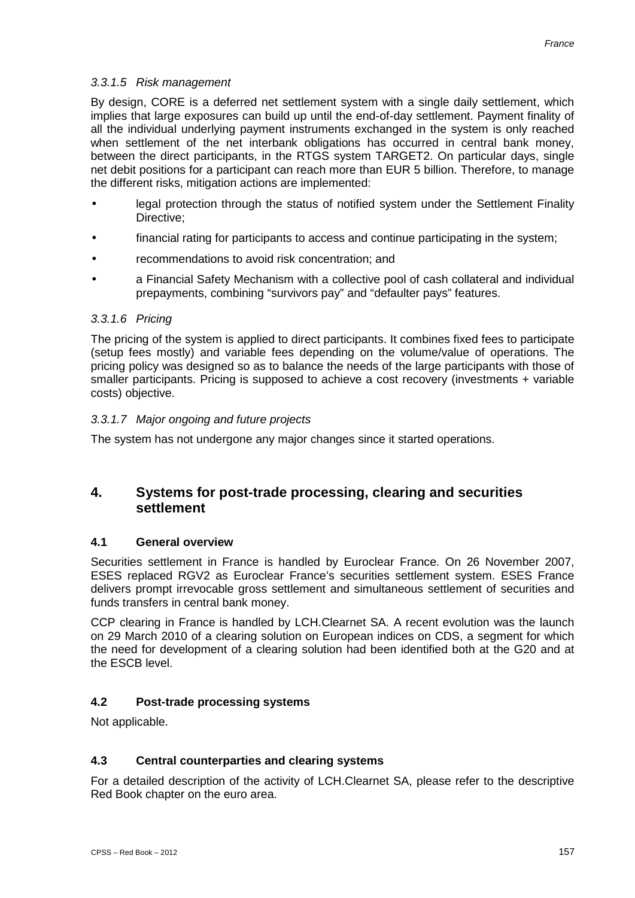#### *3.3.1.5 Risk management*

By design, CORE is a deferred net settlement system with a single daily settlement, which implies that large exposures can build up until the end-of-day settlement. Payment finality of all the individual underlying payment instruments exchanged in the system is only reached when settlement of the net interbank obligations has occurred in central bank money, between the direct participants, in the RTGS system TARGET2. On particular days, single net debit positions for a participant can reach more than EUR 5 billion. Therefore, to manage the different risks, mitigation actions are implemented:

- legal protection through the status of notified system under the Settlement Finality Directive;
- financial rating for participants to access and continue participating in the system;
- recommendations to avoid risk concentration; and
- a Financial Safety Mechanism with a collective pool of cash collateral and individual prepayments, combining "survivors pay" and "defaulter pays" features.

#### *3.3.1.6 Pricing*

The pricing of the system is applied to direct participants. It combines fixed fees to participate (setup fees mostly) and variable fees depending on the volume/value of operations. The pricing policy was designed so as to balance the needs of the large participants with those of smaller participants. Pricing is supposed to achieve a cost recovery (investments + variable costs) objective.

#### *3.3.1.7 Major ongoing and future projects*

The system has not undergone any major changes since it started operations.

## 4. Systems for post-trade processing, clearing and securities settlement

### 4.1 General overview

Securities settlement in France is handled by Euroclear France. On 26 November 2007, ESES replaced RGV2 as Euroclear France's securities settlement system. ESES France delivers prompt irrevocable gross settlement and simultaneous settlement of securities and funds transfers in central bank money.

CCP clearing in France is handled by LCH.Clearnet SA. A recent evolution was the launch on 29 March 2010 of a clearing solution on European indices on CDS, a segment for which the need for development of a clearing solution had been identified both at the G20 and at the ESCB level.

### 4.2 Post-trade processing systems

Not applicable.

### 4.3 Central counterparties and clearing systems

For a detailed description of the activity of LCH.Clearnet SA, please refer to the descriptive Red Book chapter on the euro area.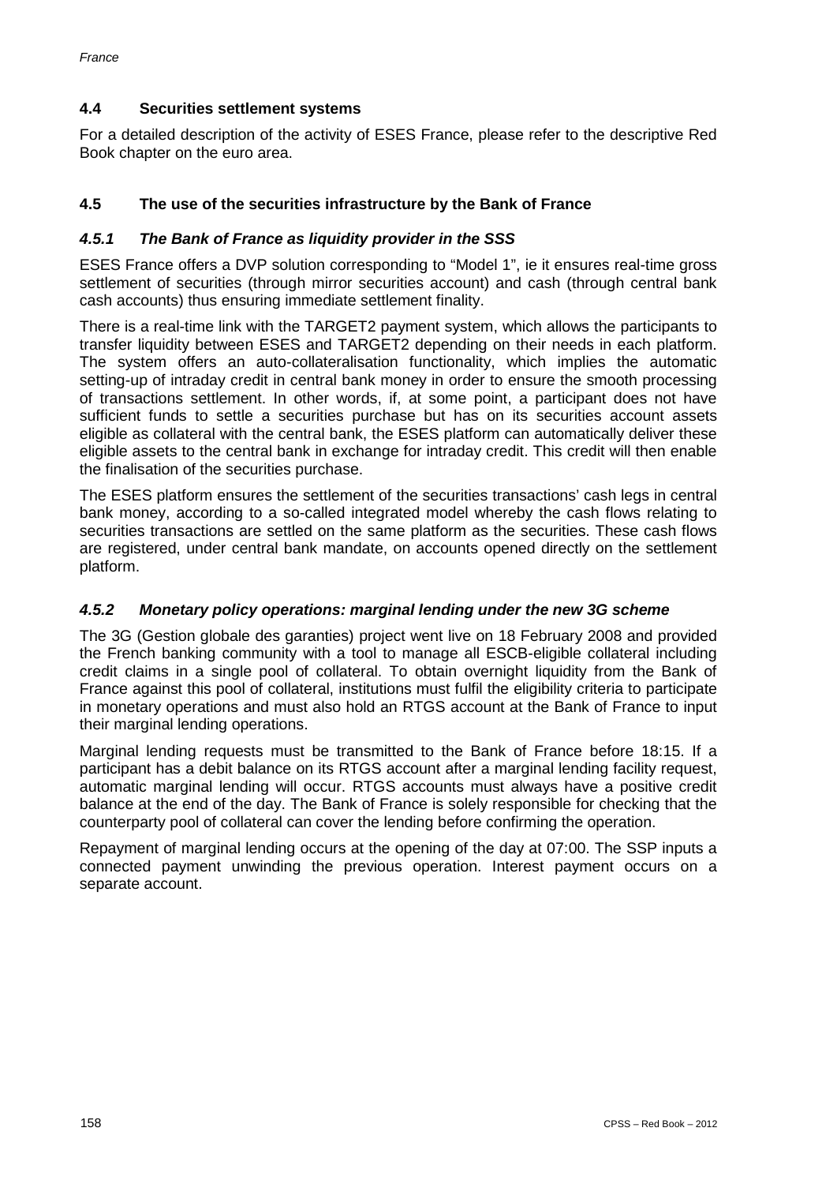## 4.4 Securities settlement systems

For a detailed description of the activity of ESES France, please refer to the descriptive Red Book chapter on the euro area.

## 4.5 The use of the securities infrastructure by the Bank of France

### *4.5.1 The Bank of France as liquidity provider in the SSS*

ESES France offers a DVP solution corresponding to "Model 1", ie it ensures real-time gross settlement of securities (through mirror securities account) and cash (through central bank cash accounts) thus ensuring immediate settlement finality.

There is a real-time link with the TARGET2 payment system, which allows the participants to transfer liquidity between ESES and TARGET2 depending on their needs in each platform. The system offers an auto-collateralisation functionality, which implies the automatic setting-up of intraday credit in central bank money in order to ensure the smooth processing of transactions settlement. In other words, if, at some point, a participant does not have sufficient funds to settle a securities purchase but has on its securities account assets eligible as collateral with the central bank, the ESES platform can automatically deliver these eligible assets to the central bank in exchange for intraday credit. This credit will then enable the finalisation of the securities purchase.

The ESES platform ensures the settlement of the securities transactions' cash legs in central bank money, according to a so-called integrated model whereby the cash flows relating to securities transactions are settled on the same platform as the securities. These cash flows are registered, under central bank mandate, on accounts opened directly on the settlement platform.

### *4.5.2 Monetary policy operations: marginal lending under the new 3G scheme*

The 3G (Gestion globale des garanties) project went live on 18 February 2008 and provided the French banking community with a tool to manage all ESCB-eligible collateral including credit claims in a single pool of collateral. To obtain overnight liquidity from the Bank of France against this pool of collateral, institutions must fulfil the eligibility criteria to participate in monetary operations and must also hold an RTGS account at the Bank of France to input their marginal lending operations.

Marginal lending requests must be transmitted to the Bank of France before 18:15. If a participant has a debit balance on its RTGS account after a marginal lending facility request, automatic marginal lending will occur. RTGS accounts must always have a positive credit balance at the end of the day. The Bank of France is solely responsible for checking that the counterparty pool of collateral can cover the lending before confirming the operation.

Repayment of marginal lending occurs at the opening of the day at 07:00. The SSP inputs a connected payment unwinding the previous operation. Interest payment occurs on a separate account.